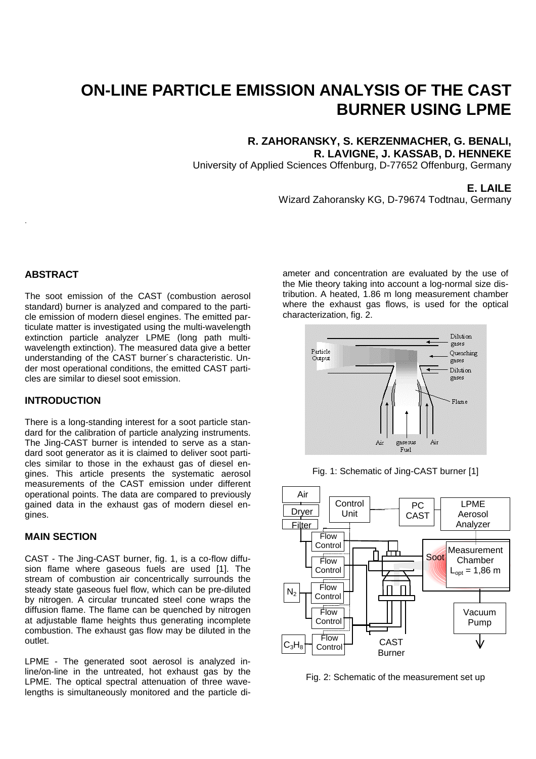# ON-LINE PARTICLE EMISSION ANALYSIS OF THE CAST BURNER USING LPME

**R. ZAHORANSKY, S. KERZENMACHER, G. BENALI, R. LAVIGNE, J. KASSAB, D. HENNEKE**
University of Applied Sciences Offenburg, D-77652 Offenburg, Germany

**E. LAILE**
Wizard Zahoransky KG, D-79674 Todtnau, Germany

## ABSTRACT

The soot emission of the CAST (combustion aerosol standard) burner is analyzed and compared to the particle emission of modern diesel engines. The emitted particulate matter is investigated using the multi-wavelength extinction particle analyzer LPME (long path multi-wavelength extinction). The measured data give a better understanding of the CAST burner´s characteristic. Under most operational conditions, the emitted CAST particles are similar to diesel soot emission.

## INTRODUCTION

There is a long-standing interest for a soot particle standard for the calibration of particle analyzing instruments. The Jing-CAST burner is intended to serve as a standard soot generator as it is claimed to deliver soot particles similar to those in the exhaust gas of diesel engines. This article presents the systematic aerosol measurements of the CAST emission under different operational points. The data are compared to previously gained data in the exhaust gas of modern diesel engines.

## MAIN SECTION

CAST - The Jing-CAST burner, fig. 1, is a co-flow diffusion flame where gaseous fuels are used [1]. The stream of combustion air concentrically surrounds the steady state gaseous fuel flow, which can be pre-diluted by nitrogen. A circular truncated steel cone wraps the diffusion flame. The flame can be quenched by nitrogen at adjustable flame heights thus generating incomplete combustion. The exhaust gas flow may be diluted in the outlet.

LPME - The generated soot aerosol is analyzed in-line/on-line in the untreated, hot exhaust gas by the LPME. The optical spectral attenuation of three wavelengths is simultaneously monitored and the particle diameter and concentration are evaluated by the use of the Mie theory taking into account a log-normal size distribution. A heated, 1.86 m long measurement chamber where the exhaust gas flows, is used for the optical characterization, fig. 2.

Fig. 1: Schematic of Jing-CAST burner [1]

Fig. 2: Schematic of the measurement set up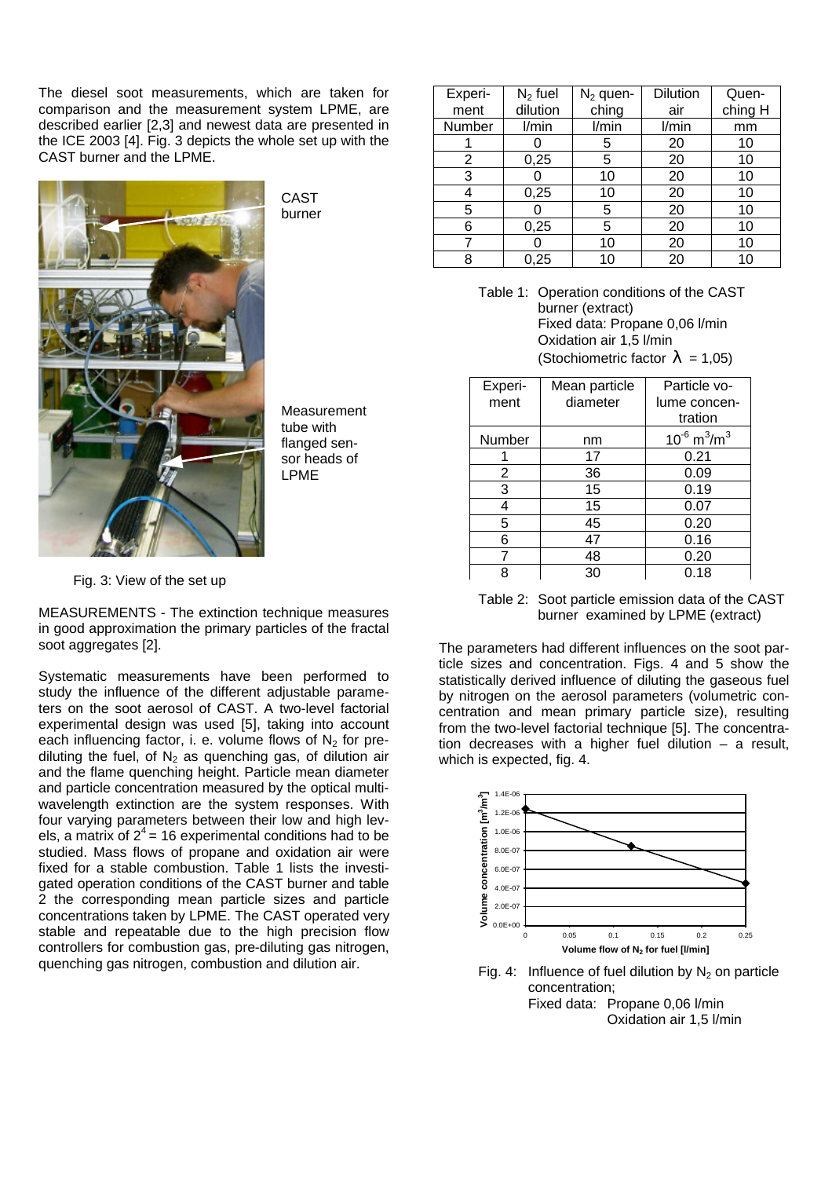The diesel soot measurements, which are taken for comparison and the measurement system LPME, are described earlier [2,3] and newest data are presented in the ICE 2003 [4]. Fig. 3 depicts the whole set up with the CAST burner and the LPME.

CAST burner

Measurement tube with flanged sensor heads of LPME

Fig. 3: View of the set up

MEASUREMENTS - The extinction technique measures in good approximation the primary particles of the fractal soot aggregates [2].

Systematic measurements have been performed to study the influence of the different adjustable parameters on the soot aerosol of CAST. A two-level factorial experimental design was used [5], taking into account each influencing factor, i. e. volume flows of $N_2$ for pre-diluting the fuel, of $N_2$ as quenching gas, of dilution air and the flame quenching height. Particle mean diameter and particle concentration measured by the optical multi-wavelength extinction are the system responses. With four varying parameters between their low and high levels, a matrix of $2^4 = 16$ experimental conditions had to be studied. Mass flows of propane and oxidation air were fixed for a stable combustion. Table 1 lists the investigated operation conditions of the CAST burner and table 2 the corresponding mean particle sizes and particle concentrations taken by LPME. The CAST operated very stable and repeatable due to the high precision flow controllers for combustion gas, pre-diluting gas nitrogen, quenching gas nitrogen, combustion and dilution air.

| Experiment | $N_2$ fuel dilution | $N_2$ quenching | Dilution air | Quenching H |
|---|---|---|---|---|
| Number | l/min | l/min | l/min | mm |
| 1 | 0 | 5 | 20 | 10 |
| 2 | 0,25 | 5 | 20 | 10 |
| 3 | 0 | 10 | 20 | 10 |
| 4 | 0,25 | 10 | 20 | 10 |
| 5 | 0 | 5 | 20 | 10 |
| 6 | 0,25 | 5 | 20 | 10 |
| 7 | 0 | 10 | 20 | 10 |
| 8 | 0,25 | 10 | 20 | 10 |

Table 1: Operation conditions of the CAST burner (extract)
Fixed data: Propane 0,06 l/min
Oxidation air 1,5 l/min
(Stochiometric factor $\lambda = 1{,}05$)

| Experiment | Mean particle diameter | Particle volume concentration |
|---|---|---|
| Number | nm | $10^{-6}$ $m^3/m^3$ |
| 1 | 17 | 0.21 |
| 2 | 36 | 0.09 |
| 3 | 15 | 0.19 |
| 4 | 15 | 0.07 |
| 5 | 45 | 0.20 |
| 6 | 47 | 0.16 |
| 7 | 48 | 0.20 |
| 8 | 30 | 0.18 |

Table 2: Soot particle emission data of the CAST burner examined by LPME (extract)

The parameters had different influences on the soot particle sizes and concentration. Figs. 4 and 5 show the statistically derived influence of diluting the gaseous fuel by nitrogen on the aerosol parameters (volumetric concentration and mean primary particle size), resulting from the two-level factorial technique [5]. The concentration decreases with a higher fuel dilution – a result, which is expected, fig. 4.

Fig. 4: Influence of fuel dilution by $N_2$ on particle concentration;
Fixed data: Propane 0,06 l/min
Oxidation air 1,5 l/min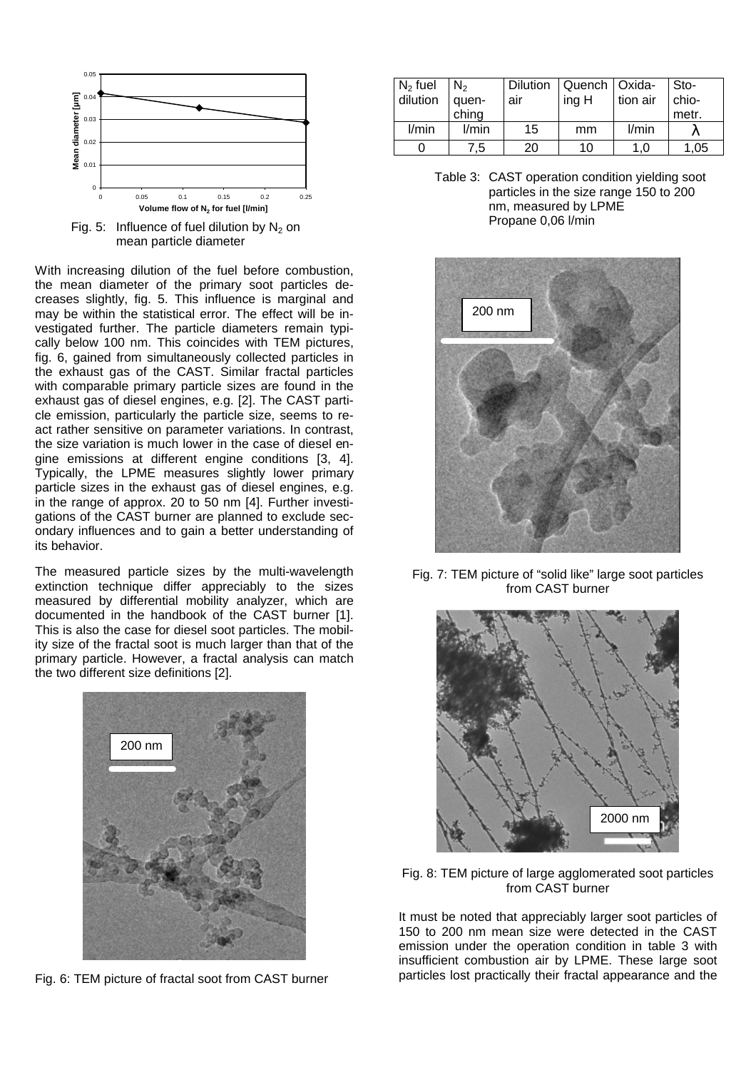Fig. 5: Influence of fuel dilution by $N_2$ on mean particle diameter

With increasing dilution of the fuel before combustion, the mean diameter of the primary soot particles decreases slightly, fig. 5. This influence is marginal and may be within the statistical error. The effect will be investigated further. The particle diameters remain typically below 100 nm. This coincides with TEM pictures, fig. 6, gained from simultaneously collected particles in the exhaust gas of the CAST. Similar fractal particles with comparable primary particle sizes are found in the exhaust gas of diesel engines, e.g. [2]. The CAST particle emission, particularly the particle size, seems to react rather sensitive on parameter variations. In contrast, the size variation is much lower in the case of diesel engine emissions at different engine conditions [3, 4]. Typically, the LPME measures slightly lower primary particle sizes in the exhaust gas of diesel engines, e.g. in the range of approx. 20 to 50 nm [4]. Further investigations of the CAST burner are planned to exclude secondary influences and to gain a better understanding of its behavior.

The measured particle sizes by the multi-wavelength extinction technique differ appreciably to the sizes measured by differential mobility analyzer, which are documented in the handbook of the CAST burner [1]. This is also the case for diesel soot particles. The mobility size of the fractal soot is much larger than that of the primary particle. However, a fractal analysis can match the two different size definitions [2].

Fig. 6: TEM picture of fractal soot from CAST burner

| $N_2$ fuel dilution | $N_2$ quenching | Dilution air | Quenching H | Oxidation air | Stochiometr. |
|---|---|---|---|---|---|
| l/min | l/min | 15 | mm | l/min | $\lambda$ |
| 0 | 7,5 | 20 | 10 | 1,0 | 1,05 |

Table 3: CAST operation condition yielding soot particles in the size range 150 to 200 nm, measured by LPME Propane 0,06 l/min

Fig. 7: TEM picture of "solid like" large soot particles from CAST burner

Fig. 8: TEM picture of large agglomerated soot particles from CAST burner

It must be noted that appreciably larger soot particles of 150 to 200 nm mean size were detected in the CAST emission under the operation condition in table 3 with insufficient combustion air by LPME. These large soot particles lost practically their fractal appearance and the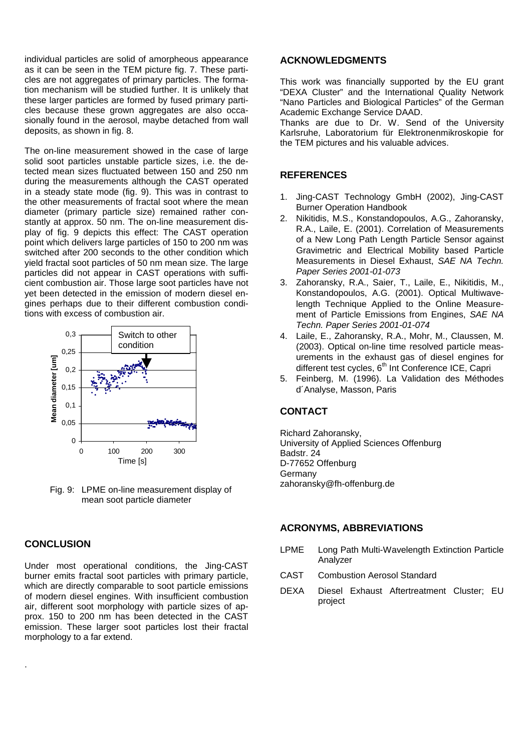individual particles are solid of amorpheous appearance as it can be seen in the TEM picture fig. 7. These particles are not aggregates of primary particles. The formation mechanism will be studied further. It is unlikely that these larger particles are formed by fused primary particles because these grown aggregates are also occasionally found in the aerosol, maybe detached from wall deposits, as shown in fig. 8.

The on-line measurement showed in the case of large solid soot particles unstable particle sizes, i.e. the detected mean sizes fluctuated between 150 and 250 nm during the measurements although the CAST operated in a steady state mode (fig. 9). This was in contrast to the other measurements of fractal soot where the mean diameter (primary particle size) remained rather constantly at approx. 50 nm. The on-line measurement display of fig. 9 depicts this effect: The CAST operation point which delivers large particles of 150 to 200 nm was switched after 200 seconds to the other condition which yield fractal soot particles of 50 nm mean size. The large particles did not appear in CAST operations with sufficient combustion air. Those large soot particles have not yet been detected in the emission of modern diesel engines perhaps due to their different combustion conditions with excess of combustion air.

Switch to other condition

Mean diameter [um]

0,3
0,25
0,2
0,15
0,1
0,05
0

0
100
200
300

Time [s]

Fig. 9: LPME on-line measurement display of mean soot particle diameter

## CONCLUSION

Under most operational conditions, the Jing-CAST burner emits fractal soot particles with primary particle, which are directly comparable to soot particle emissions of modern diesel engines. With insufficient combustion air, different soot morphology with particle sizes of approx. 150 to 200 nm has been detected in the CAST emission. These larger soot particles lost their fractal morphology to a far extend.

.

## ACKNOWLEDGMENTS

This work was financially supported by the EU grant "DEXA Cluster" and the International Quality Network "Nano Particles and Biological Particles" of the German Academic Exchange Service DAAD.
Thanks are due to Dr. W. Send of the University Karlsruhe, Laboratorium für Elektronenmikroskopie for the TEM pictures and his valuable advices.

## REFERENCES

1. Jing-CAST Technology GmbH (2002), Jing-CAST Burner Operation Handbook
2. Nikitidis, M.S., Konstandopoulos, A.G., Zahoransky, R.A., Laile, E. (2001). Correlation of Measurements of a New Long Path Length Particle Sensor against Gravimetric and Electrical Mobility based Particle Measurements in Diesel Exhaust, *SAE NA Techn. Paper Series 2001-01-073*
3. Zahoransky, R.A., Saier, T., Laile, E., Nikitidis, M., Konstandopoulos, A.G. (2001). Optical Multiwavelength Technique Applied to the Online Measurement of Particle Emissions from Engines, *SAE NA Techn. Paper Series 2001-01-074*
4. Laile, E., Zahoransky, R.A., Mohr, M., Claussen, M. (2003). Optical on-line time resolved particle measurements in the exhaust gas of diesel engines for different test cycles, 6th Int Conference ICE, Capri
5. Feinberg, M. (1996). La Validation des Méthodes d´Analyse, Masson, Paris

## CONTACT

Richard Zahoransky,
University of Applied Sciences Offenburg
Badstr. 24
D-77652 Offenburg
Germany
zahoransky@fh-offenburg.de

## ACRONYMS, ABBREVIATIONS

| | |
|---|---|
| LPME | Long Path Multi-Wavelength Extinction Particle Analyzer |
| CAST | Combustion Aerosol Standard |
| DEXA | Diesel Exhaust Aftertreatment Cluster; EU project |